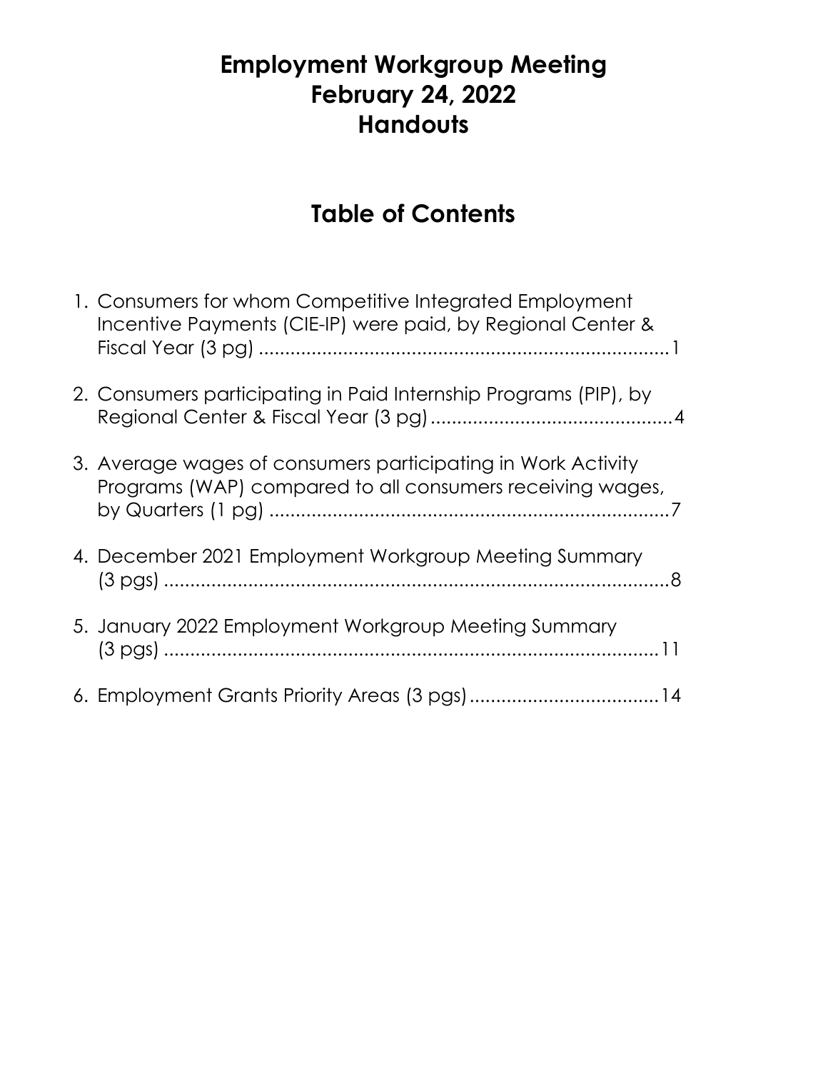# Employment Workgroup Meeting
# February 24, 2022
# Handouts

## Table of Contents

1. Consumers for whom Competitive Integrated Employment Incentive Payments (CIE-IP) were paid, by Regional Center & Fiscal Year (3 pg) ............................................................................1

2. Consumers participating in Paid Internship Programs (PIP), by Regional Center & Fiscal Year (3 pg) ..............................................4

3. Average wages of consumers participating in Work Activity Programs (WAP) compared to all consumers receiving wages, by Quarters (1 pg) ............................................................................7

4. December 2021 Employment Workgroup Meeting Summary (3 pgs) ................................................................................................8

5. January 2022 Employment Workgroup Meeting Summary (3 pgs) ..............................................................................................11

6. Employment Grants Priority Areas (3 pgs)....................................14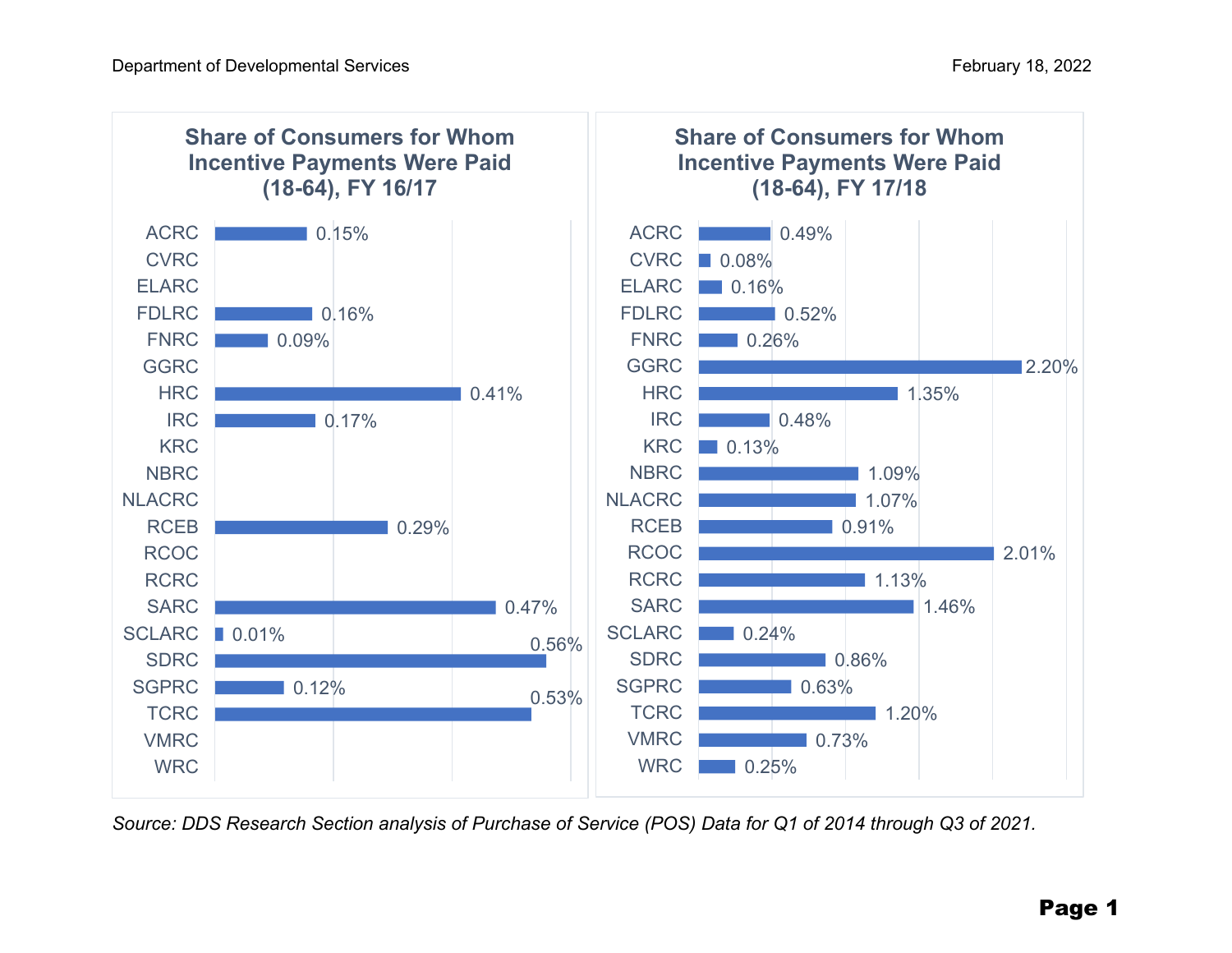### Share of Consumers for Whom Incentive Payments Were Paid (18-64), FY 16/17

| Regional Center | Share |
|---|---|
| ACRC | 0.15% |
| CVRC | |
| ELARC | |
| FDLRC | 0.16% |
| FNRC | 0.09% |
| GGRC | |
| HRC | 0.41% |
| IRC | 0.17% |
| KRC | |
| NBRC | |
| NLACRC | |
| RCEB | 0.29% |
| RCOC | |
| RCRC | |
| SARC | 0.47% |
| SCLARC | 0.01% |
| SDRC | 0.56% |
| SGPRC | 0.12% |
| TCRC | 0.53% |
| VMRC | |
| WRC | |

### Share of Consumers for Whom Incentive Payments Were Paid (18-64), FY 17/18

| Regional Center | Share |
|---|---|
| ACRC | 0.49% |
| CVRC | 0.08% |
| ELARC | 0.16% |
| FDLRC | 0.52% |
| FNRC | 0.26% |
| GGRC | 2.20% |
| HRC | 1.35% |
| IRC | 0.48% |
| KRC | 0.13% |
| NBRC | 1.09% |
| NLACRC | 1.07% |
| RCEB | 0.91% |
| RCOC | 2.01% |
| RCRC | 1.13% |
| SARC | 1.46% |
| SCLARC | 0.24% |
| SDRC | 0.86% |
| SGPRC | 0.63% |
| TCRC | 1.20% |
| VMRC | 0.73% |
| WRC | 0.25% |

*Source: DDS Research Section analysis of Purchase of Service (POS) Data for Q1 of 2014 through Q3 of 2021.*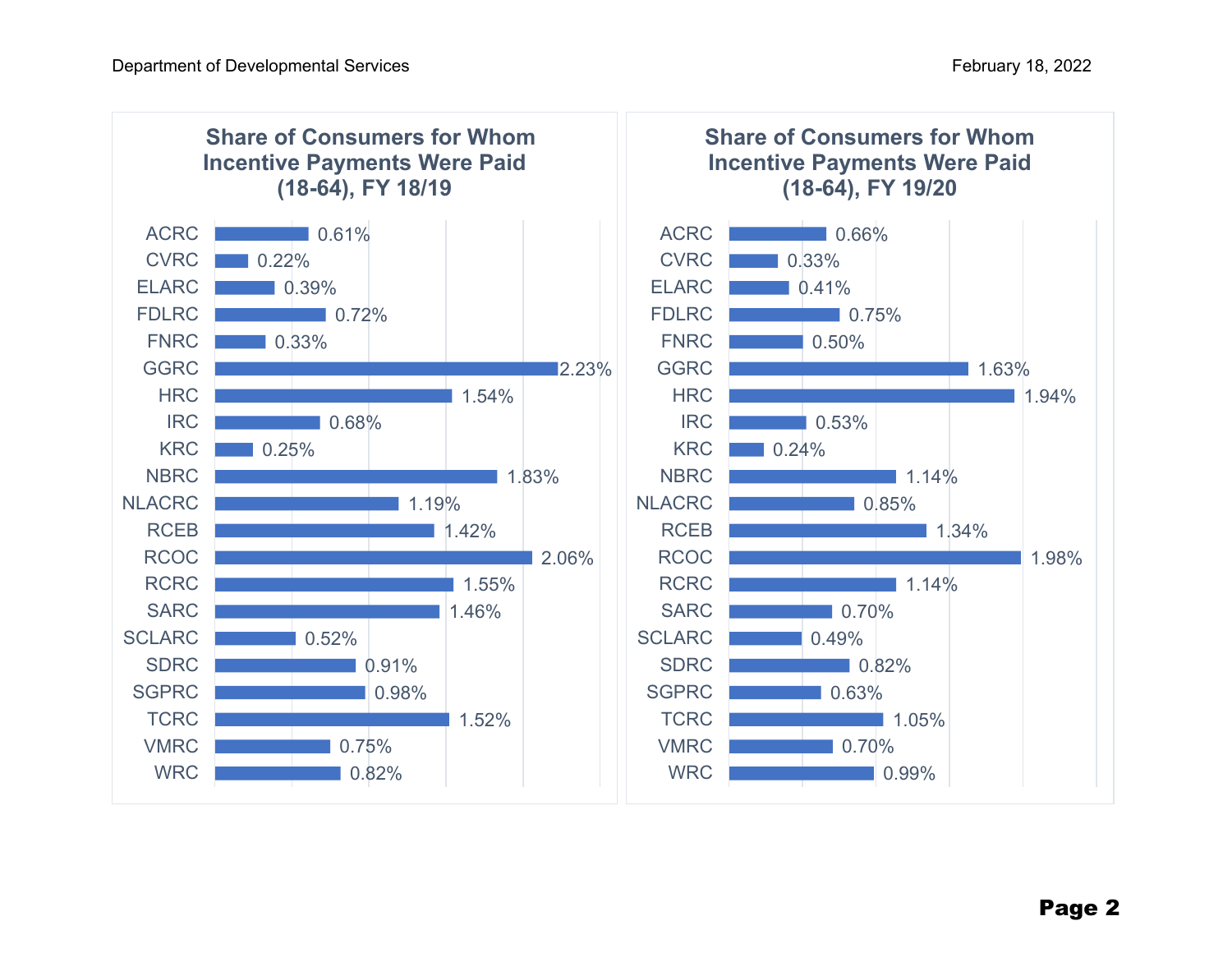## Share of Consumers for Whom Incentive Payments Were Paid (18-64), FY 18/19

| Regional Center | Share |
|---|---|
| ACRC | 0.61% |
| CVRC | 0.22% |
| ELARC | 0.39% |
| FDLRC | 0.72% |
| FNRC | 0.33% |
| GGRC | 2.23% |
| HRC | 1.54% |
| IRC | 0.68% |
| KRC | 0.25% |
| NBRC | 1.83% |
| NLACRC | 1.19% |
| RCEB | 1.42% |
| RCOC | 2.06% |
| RCRC | 1.55% |
| SARC | 1.46% |
| SCLARC | 0.52% |
| SDRC | 0.91% |
| SGPRC | 0.98% |
| TCRC | 1.52% |
| VMRC | 0.75% |
| WRC | 0.82% |

## Share of Consumers for Whom Incentive Payments Were Paid (18-64), FY 19/20

| Regional Center | Share |
|---|---|
| ACRC | 0.66% |
| CVRC | 0.33% |
| ELARC | 0.41% |
| FDLRC | 0.75% |
| FNRC | 0.50% |
| GGRC | 1.63% |
| HRC | 1.94% |
| IRC | 0.53% |
| KRC | 0.24% |
| NBRC | 1.14% |
| NLACRC | 0.85% |
| RCEB | 1.34% |
| RCOC | 1.98% |
| RCRC | 1.14% |
| SARC | 0.70% |
| SCLARC | 0.49% |
| SDRC | 0.82% |
| SGPRC | 0.63% |
| TCRC | 1.05% |
| VMRC | 0.70% |
| WRC | 0.99% |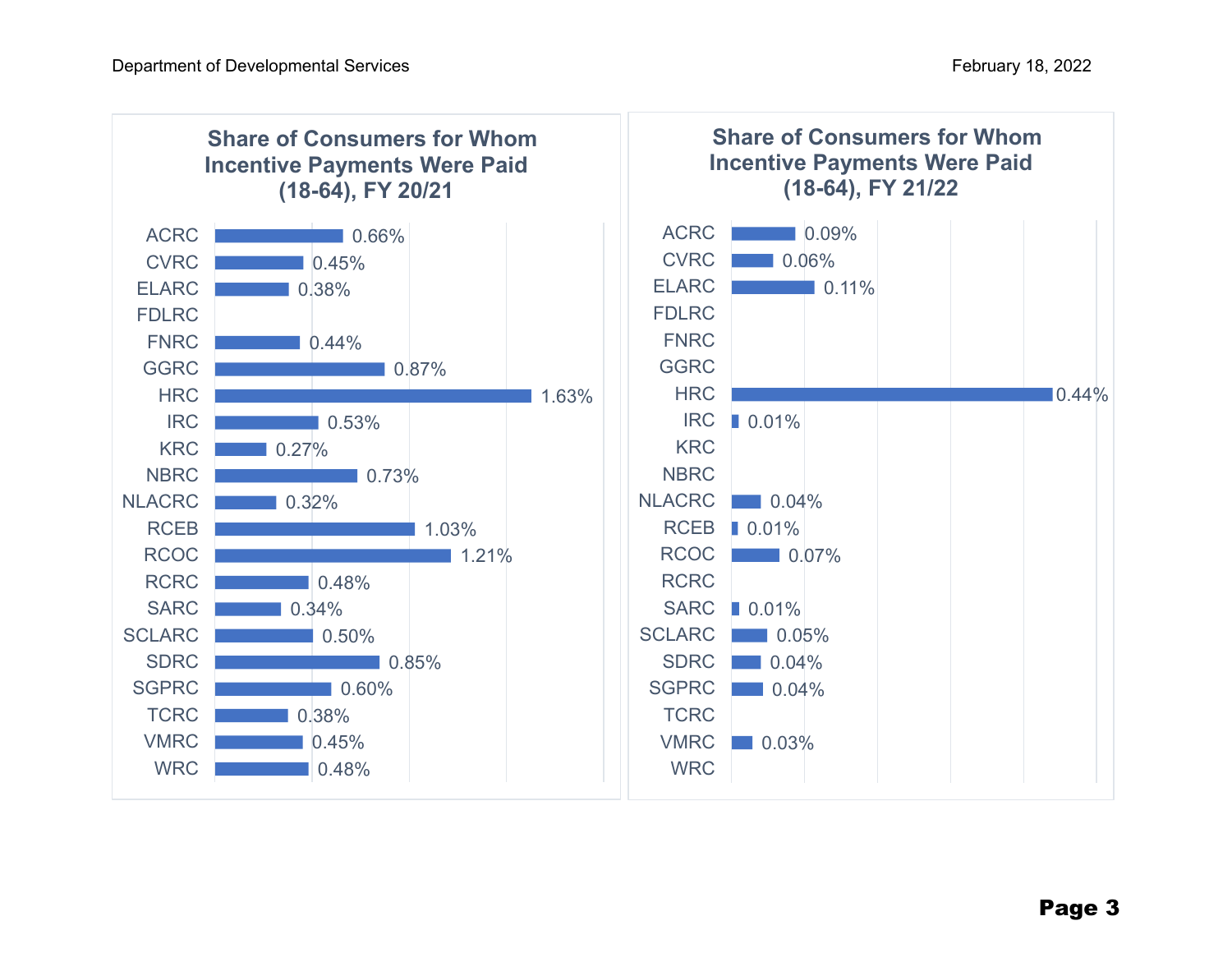## Share of Consumers for Whom Incentive Payments Were Paid (18-64), FY 20/21

| Regional Center | Share |
|---|---|
| ACRC | 0.66% |
| CVRC | 0.45% |
| ELARC | 0.38% |
| FDLRC | |
| FNRC | 0.44% |
| GGRC | 0.87% |
| HRC | 1.63% |
| IRC | 0.53% |
| KRC | 0.27% |
| NBRC | 0.73% |
| NLACRC | 0.32% |
| RCEB | 1.03% |
| RCOC | 1.21% |
| RCRC | 0.48% |
| SARC | 0.34% |
| SCLARC | 0.50% |
| SDRC | 0.85% |
| SGPRC | 0.60% |
| TCRC | 0.38% |
| VMRC | 0.45% |
| WRC | 0.48% |

## Share of Consumers for Whom Incentive Payments Were Paid (18-64), FY 21/22

| Regional Center | Share |
|---|---|
| ACRC | 0.09% |
| CVRC | 0.06% |
| ELARC | 0.11% |
| FDLRC | |
| FNRC | |
| GGRC | |
| HRC | 0.44% |
| IRC | 0.01% |
| KRC | |
| NBRC | |
| NLACRC | 0.04% |
| RCEB | 0.01% |
| RCOC | 0.07% |
| RCRC | |
| SARC | 0.01% |
| SCLARC | 0.05% |
| SDRC | 0.04% |
| SGPRC | 0.04% |
| TCRC | |
| VMRC | 0.03% |
| WRC | |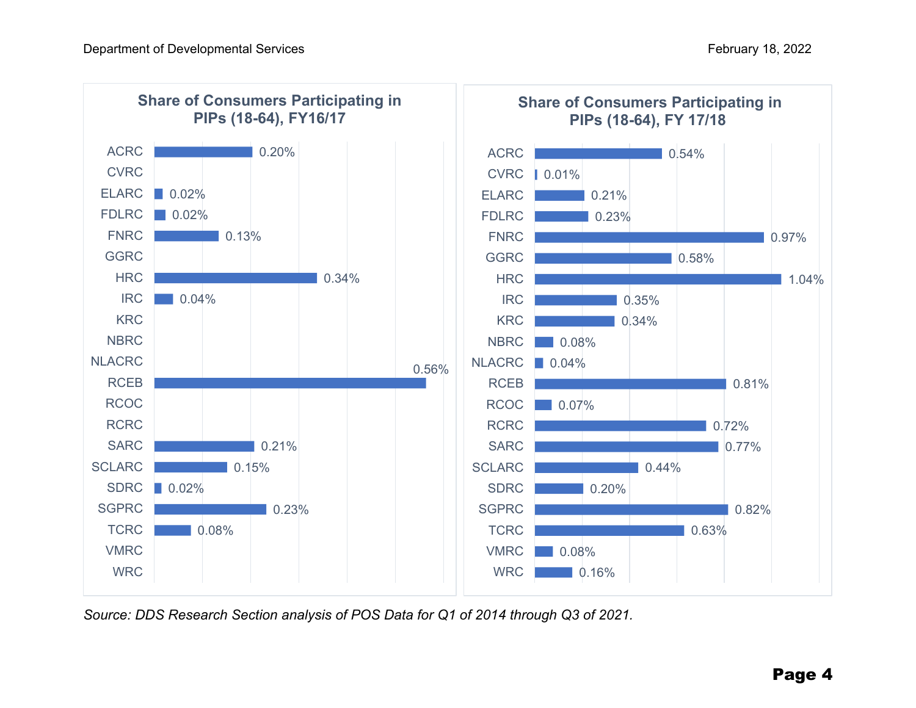**Share of Consumers Participating in PIPs (18-64), FY16/17**

| Regional Center | Share |
|---|---|
| ACRC | 0.20% |
| CVRC | |
| ELARC | 0.02% |
| FDLRC | 0.02% |
| FNRC | 0.13% |
| GGRC | |
| HRC | 0.34% |
| IRC | 0.04% |
| KRC | |
| NBRC | |
| NLACRC | |
| RCEB | 0.56% |
| RCOC | |
| RCRC | |
| SARC | 0.21% |
| SCLARC | 0.15% |
| SDRC | 0.02% |
| SGPRC | 0.23% |
| TCRC | 0.08% |
| VMRC | |
| WRC | |

**Share of Consumers Participating in PIPs (18-64), FY 17/18**

| Regional Center | Share |
|---|---|
| ACRC | 0.54% |
| CVRC | 0.01% |
| ELARC | 0.21% |
| FDLRC | 0.23% |
| FNRC | 0.97% |
| GGRC | 0.58% |
| HRC | 1.04% |
| IRC | 0.35% |
| KRC | 0.34% |
| NBRC | 0.08% |
| NLACRC | 0.04% |
| RCEB | 0.81% |
| RCOC | 0.07% |
| RCRC | 0.72% |
| SARC | 0.77% |
| SCLARC | 0.44% |
| SDRC | 0.20% |
| SGPRC | 0.82% |
| TCRC | 0.63% |
| VMRC | 0.08% |
| WRC | 0.16% |

*Source: DDS Research Section analysis of POS Data for Q1 of 2014 through Q3 of 2021.*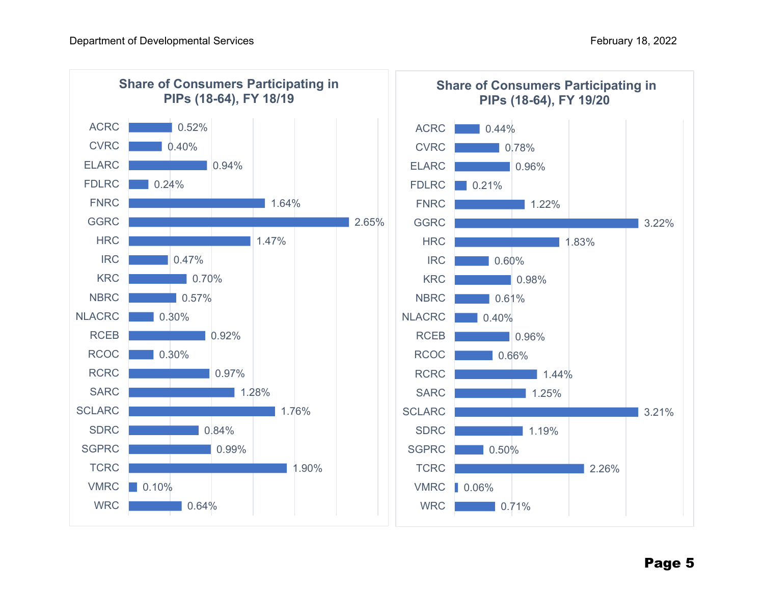**Share of Consumers Participating in PIPs (18-64), FY 18/19**

| Regional Center | Share |
|---|---|
| ACRC | 0.52% |
| CVRC | 0.40% |
| ELARC | 0.94% |
| FDLRC | 0.24% |
| FNRC | 1.64% |
| GGRC | 2.65% |
| HRC | 1.47% |
| IRC | 0.47% |
| KRC | 0.70% |
| NBRC | 0.57% |
| NLACRC | 0.30% |
| RCEB | 0.92% |
| RCOC | 0.30% |
| RCRC | 0.97% |
| SARC | 1.28% |
| SCLARC | 1.76% |
| SDRC | 0.84% |
| SGPRC | 0.99% |
| TCRC | 1.90% |
| VMRC | 0.10% |
| WRC | 0.64% |

**Share of Consumers Participating in PIPs (18-64), FY 19/20**

| Regional Center | Share |
|---|---|
| ACRC | 0.44% |
| CVRC | 0.78% |
| ELARC | 0.96% |
| FDLRC | 0.21% |
| FNRC | 1.22% |
| GGRC | 3.22% |
| HRC | 1.83% |
| IRC | 0.60% |
| KRC | 0.98% |
| NBRC | 0.61% |
| NLACRC | 0.40% |
| RCEB | 0.96% |
| RCOC | 0.66% |
| RCRC | 1.44% |
| SARC | 1.25% |
| SCLARC | 3.21% |
| SDRC | 1.19% |
| SGPRC | 0.50% |
| TCRC | 2.26% |
| VMRC | 0.06% |
| WRC | 0.71% |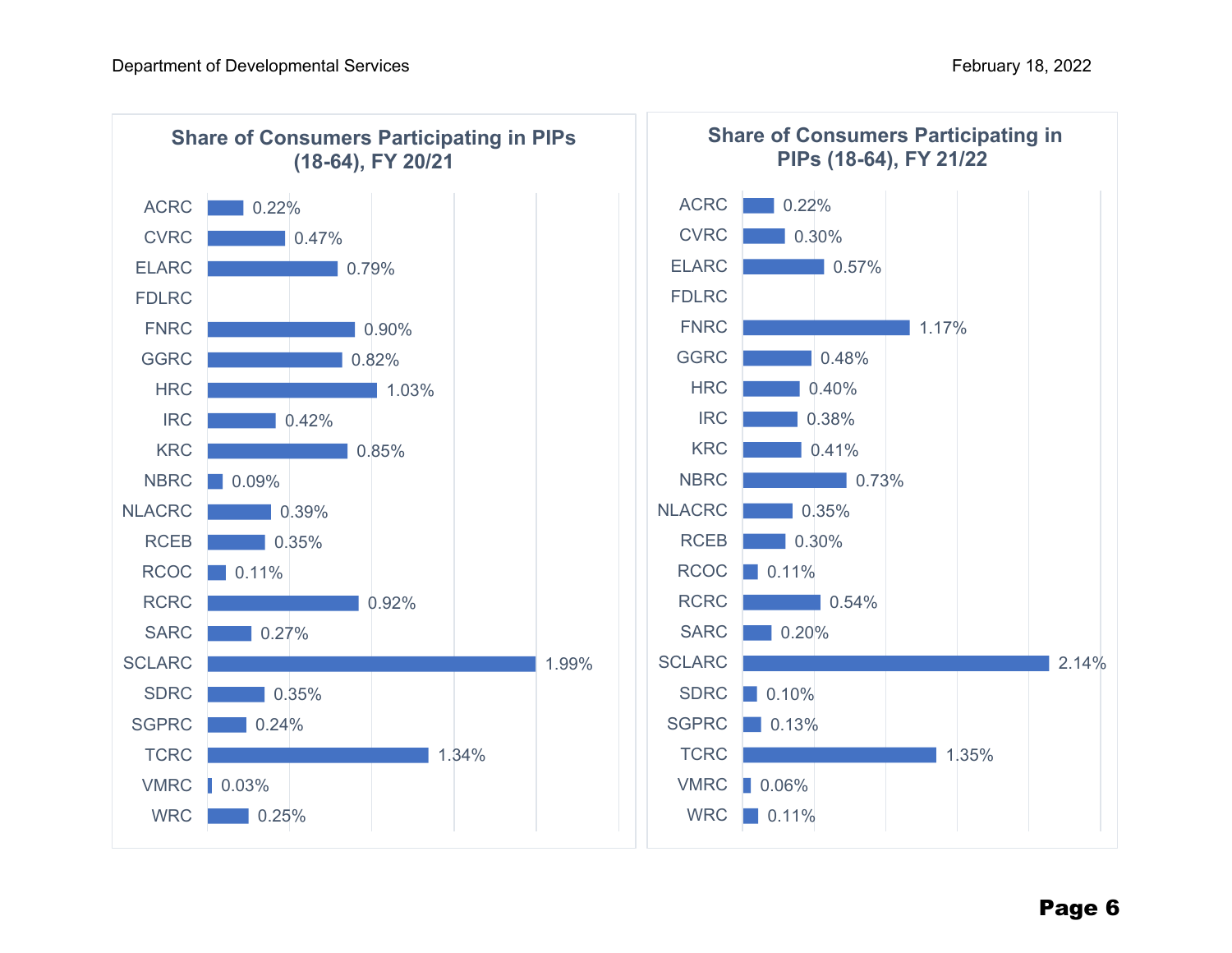## Share of Consumers Participating in PIPs (18-64), FY 20/21

| Regional Center | Share |
|---|---|
| ACRC | 0.22% |
| CVRC | 0.47% |
| ELARC | 0.79% |
| FDLRC | |
| FNRC | 0.90% |
| GGRC | 0.82% |
| HRC | 1.03% |
| IRC | 0.42% |
| KRC | 0.85% |
| NBRC | 0.09% |
| NLACRC | 0.39% |
| RCEB | 0.35% |
| RCOC | 0.11% |
| RCRC | 0.92% |
| SARC | 0.27% |
| SCLARC | 1.99% |
| SDRC | 0.35% |
| SGPRC | 0.24% |
| TCRC | 1.34% |
| VMRC | 0.03% |
| WRC | 0.25% |

## Share of Consumers Participating in PIPs (18-64), FY 21/22

| Regional Center | Share |
|---|---|
| ACRC | 0.22% |
| CVRC | 0.30% |
| ELARC | 0.57% |
| FDLRC | |
| FNRC | 1.17% |
| GGRC | 0.48% |
| HRC | 0.40% |
| IRC | 0.38% |
| KRC | 0.41% |
| NBRC | 0.73% |
| NLACRC | 0.35% |
| RCEB | 0.30% |
| RCOC | 0.11% |
| RCRC | 0.54% |
| SARC | 0.20% |
| SCLARC | 2.14% |
| SDRC | 0.10% |
| SGPRC | 0.13% |
| TCRC | 1.35% |
| VMRC | 0.06% |
| WRC | 0.11% |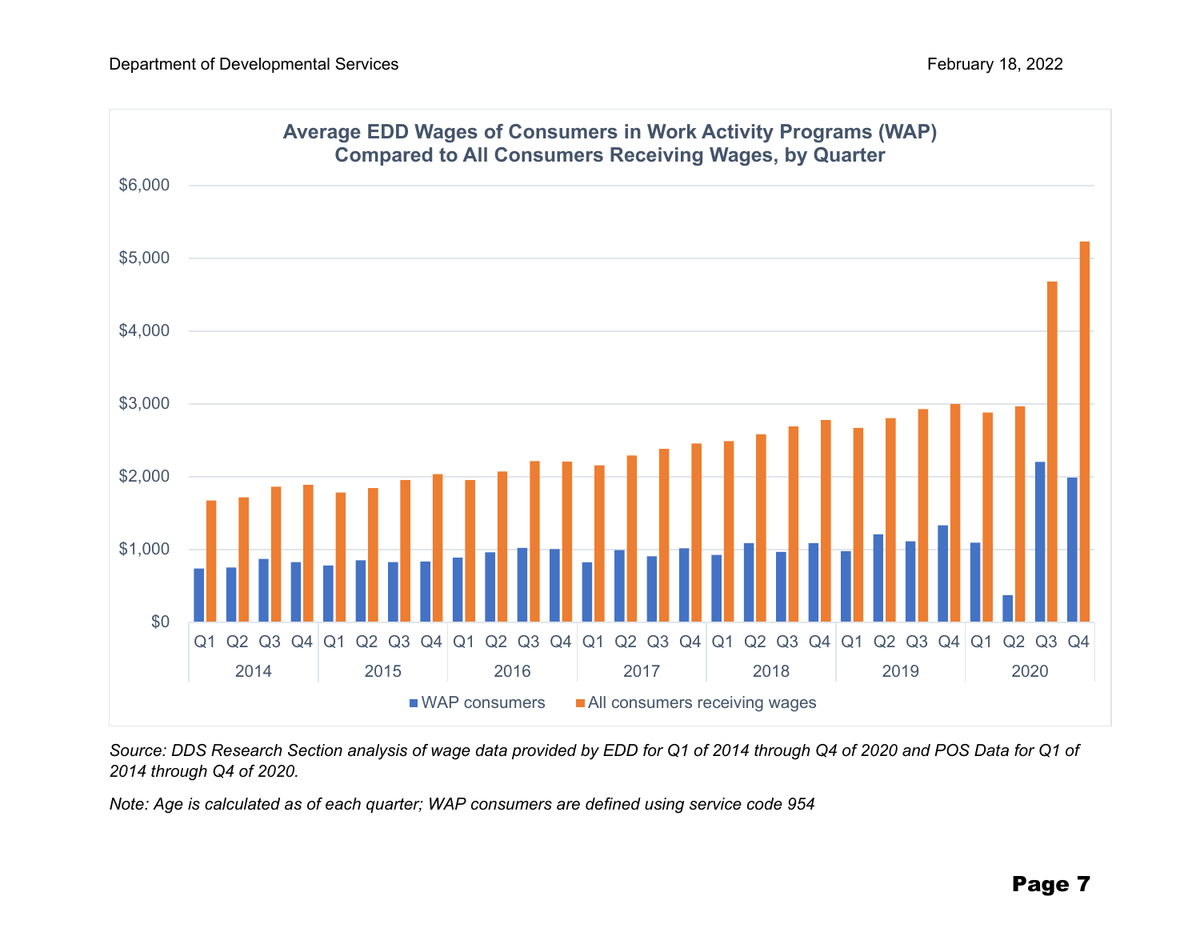**Average EDD Wages of Consumers in Work Activity Programs (WAP) Compared to All Consumers Receiving Wages, by Quarter**

*Source: DDS Research Section analysis of wage data provided by EDD for Q1 of 2014 through Q4 of 2020 and POS Data for Q1 of 2014 through Q4 of 2020.*

*Note: Age is calculated as of each quarter; WAP consumers are defined using service code 954*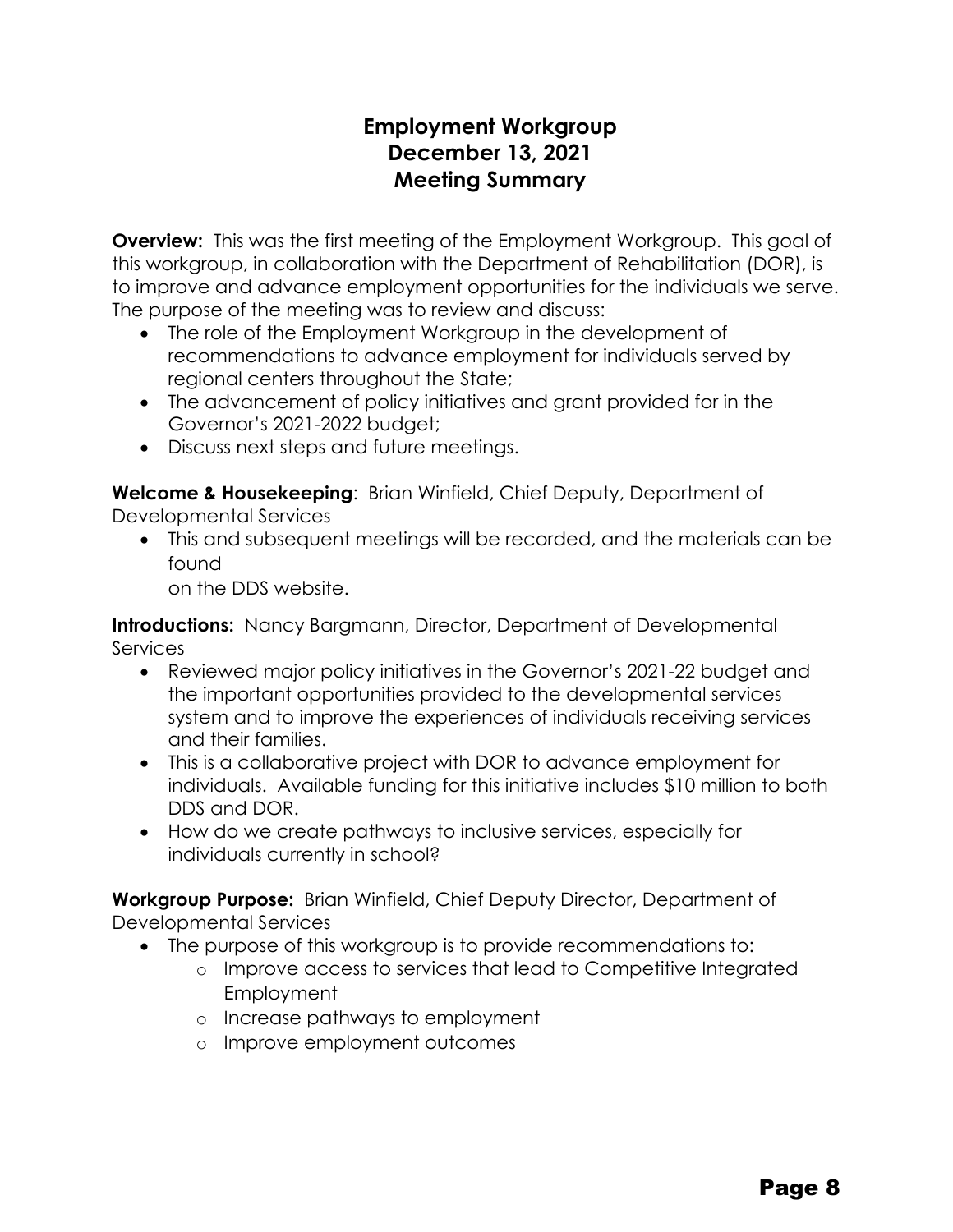# Employment Workgroup
# December 13, 2021
# Meeting Summary

**Overview:** This was the first meeting of the Employment Workgroup. This goal of this workgroup, in collaboration with the Department of Rehabilitation (DOR), is to improve and advance employment opportunities for the individuals we serve. The purpose of the meeting was to review and discuss:

- The role of the Employment Workgroup in the development of recommendations to advance employment for individuals served by regional centers throughout the State;
- The advancement of policy initiatives and grant provided for in the Governor's 2021-2022 budget;
- Discuss next steps and future meetings.

**Welcome & Housekeeping**: Brian Winfield, Chief Deputy, Department of Developmental Services

- This and subsequent meetings will be recorded, and the materials can be found on the DDS website.

**Introductions:** Nancy Bargmann, Director, Department of Developmental Services

- Reviewed major policy initiatives in the Governor's 2021-22 budget and the important opportunities provided to the developmental services system and to improve the experiences of individuals receiving services and their families.
- This is a collaborative project with DOR to advance employment for individuals. Available funding for this initiative includes $10 million to both DDS and DOR.
- How do we create pathways to inclusive services, especially for individuals currently in school?

**Workgroup Purpose:** Brian Winfield, Chief Deputy Director, Department of Developmental Services

- The purpose of this workgroup is to provide recommendations to:
  - Improve access to services that lead to Competitive Integrated Employment
  - Increase pathways to employment
  - Improve employment outcomes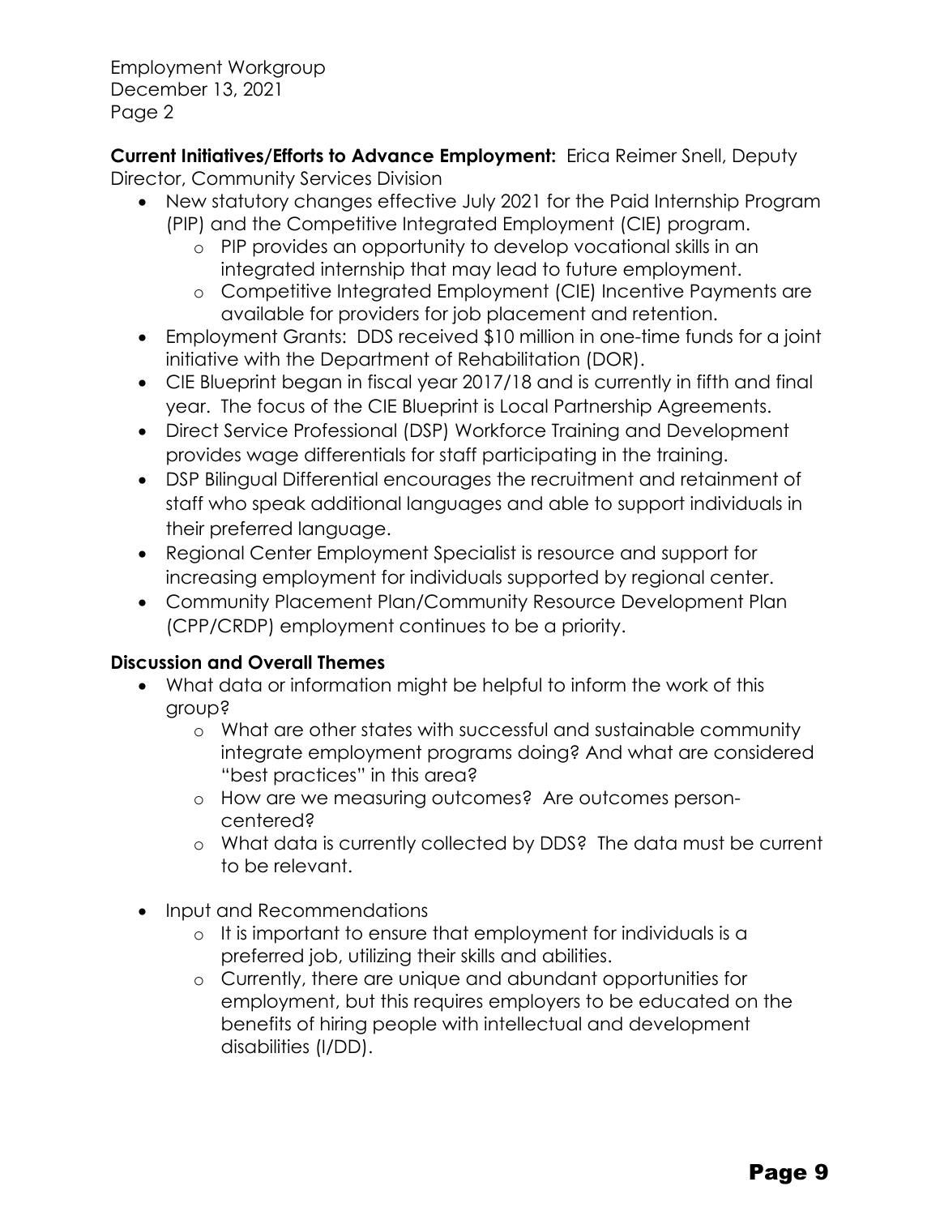**Current Initiatives/Efforts to Advance Employment:** Erica Reimer Snell, Deputy Director, Community Services Division

- New statutory changes effective July 2021 for the Paid Internship Program (PIP) and the Competitive Integrated Employment (CIE) program.
  - PIP provides an opportunity to develop vocational skills in an integrated internship that may lead to future employment.
  - Competitive Integrated Employment (CIE) Incentive Payments are available for providers for job placement and retention.
- Employment Grants: DDS received $10 million in one-time funds for a joint initiative with the Department of Rehabilitation (DOR).
- CIE Blueprint began in fiscal year 2017/18 and is currently in fifth and final year. The focus of the CIE Blueprint is Local Partnership Agreements.
- Direct Service Professional (DSP) Workforce Training and Development provides wage differentials for staff participating in the training.
- DSP Bilingual Differential encourages the recruitment and retainment of staff who speak additional languages and able to support individuals in their preferred language.
- Regional Center Employment Specialist is resource and support for increasing employment for individuals supported by regional center.
- Community Placement Plan/Community Resource Development Plan (CPP/CRDP) employment continues to be a priority.

**Discussion and Overall Themes**

- What data or information might be helpful to inform the work of this group?
  - What are other states with successful and sustainable community integrate employment programs doing? And what are considered "best practices" in this area?
  - How are we measuring outcomes? Are outcomes person-centered?
  - What data is currently collected by DDS? The data must be current to be relevant.
- Input and Recommendations
  - It is important to ensure that employment for individuals is a preferred job, utilizing their skills and abilities.
  - Currently, there are unique and abundant opportunities for employment, but this requires employers to be educated on the benefits of hiring people with intellectual and development disabilities (I/DD).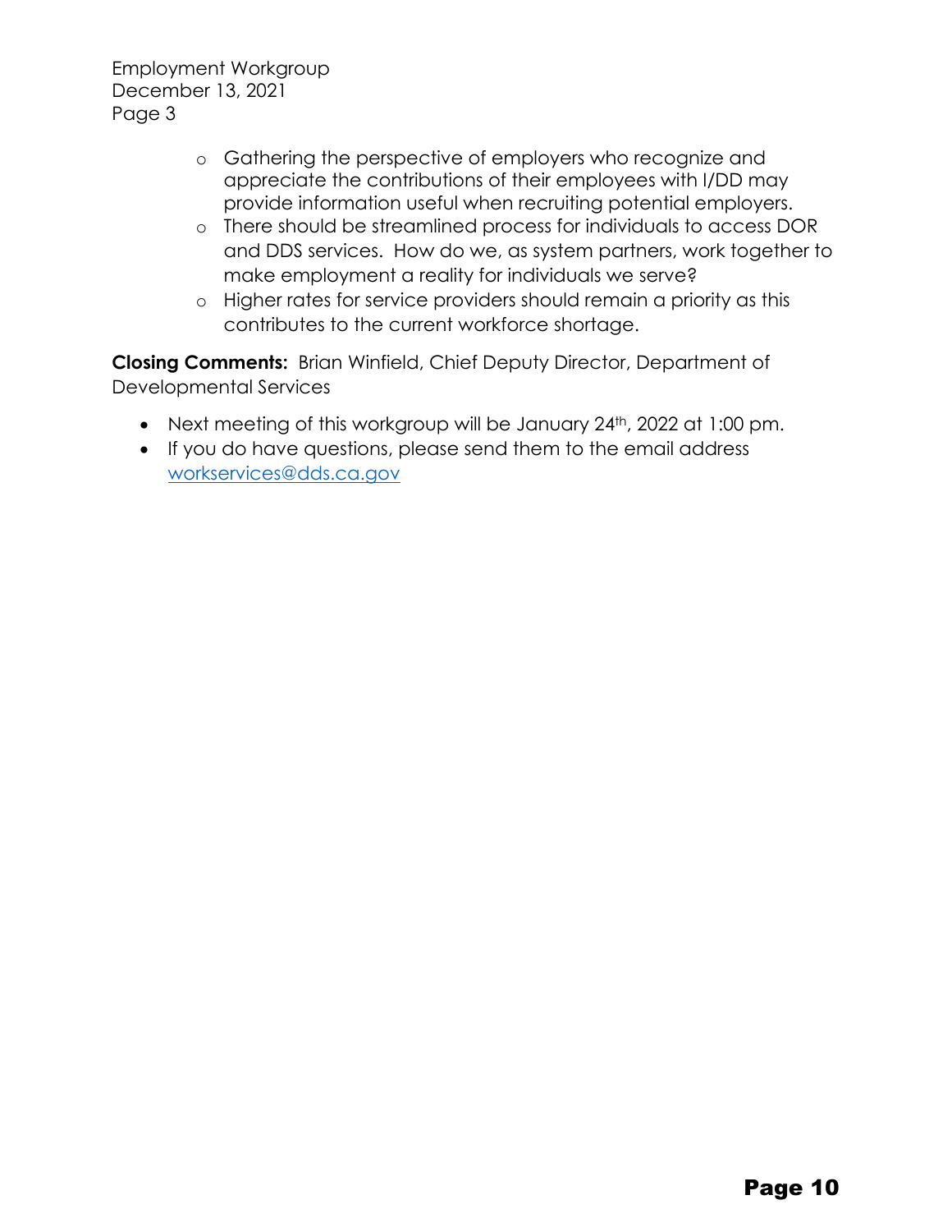- Gathering the perspective of employers who recognize and appreciate the contributions of their employees with I/DD may provide information useful when recruiting potential employers.
- There should be streamlined process for individuals to access DOR and DDS services. How do we, as system partners, work together to make employment a reality for individuals we serve?
- Higher rates for service providers should remain a priority as this contributes to the current workforce shortage.

**Closing Comments:** Brian Winfield, Chief Deputy Director, Department of Developmental Services

- Next meeting of this workgroup will be January 24th, 2022 at 1:00 pm.
- If you do have questions, please send them to the email address workservices@dds.ca.gov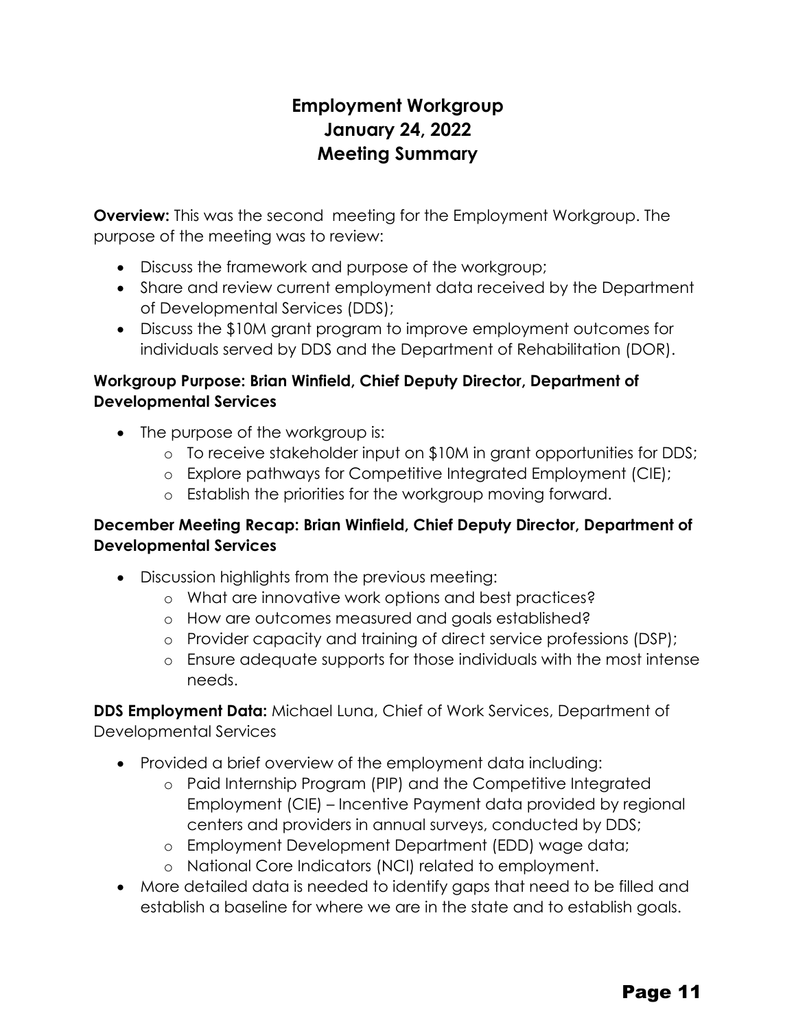# Employment Workgroup
# January 24, 2022
# Meeting Summary

**Overview:** This was the second meeting for the Employment Workgroup. The purpose of the meeting was to review:

- Discuss the framework and purpose of the workgroup;
- Share and review current employment data received by the Department of Developmental Services (DDS);
- Discuss the $10M grant program to improve employment outcomes for individuals served by DDS and the Department of Rehabilitation (DOR).

**Workgroup Purpose: Brian Winfield, Chief Deputy Director, Department of Developmental Services**

- The purpose of the workgroup is:
  - To receive stakeholder input on $10M in grant opportunities for DDS;
  - Explore pathways for Competitive Integrated Employment (CIE);
  - Establish the priorities for the workgroup moving forward.

**December Meeting Recap: Brian Winfield, Chief Deputy Director, Department of Developmental Services**

- Discussion highlights from the previous meeting:
  - What are innovative work options and best practices?
  - How are outcomes measured and goals established?
  - Provider capacity and training of direct service professions (DSP);
  - Ensure adequate supports for those individuals with the most intense needs.

**DDS Employment Data:** Michael Luna, Chief of Work Services, Department of Developmental Services

- Provided a brief overview of the employment data including:
  - Paid Internship Program (PIP) and the Competitive Integrated Employment (CIE) – Incentive Payment data provided by regional centers and providers in annual surveys, conducted by DDS;
  - Employment Development Department (EDD) wage data;
  - National Core Indicators (NCI) related to employment.
- More detailed data is needed to identify gaps that need to be filled and establish a baseline for where we are in the state and to establish goals.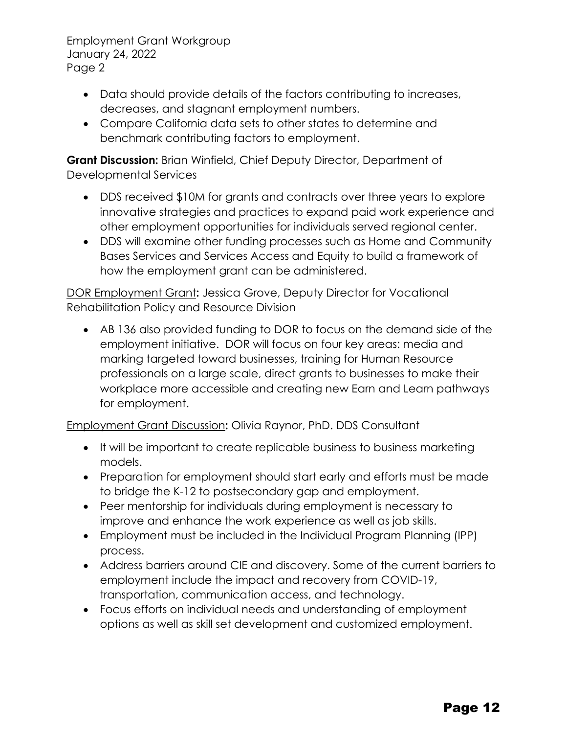- Data should provide details of the factors contributing to increases, decreases, and stagnant employment numbers.
- Compare California data sets to other states to determine and benchmark contributing factors to employment.

**Grant Discussion:** Brian Winfield, Chief Deputy Director, Department of Developmental Services

- DDS received $10M for grants and contracts over three years to explore innovative strategies and practices to expand paid work experience and other employment opportunities for individuals served regional center.
- DDS will examine other funding processes such as Home and Community Bases Services and Services Access and Equity to build a framework of how the employment grant can be administered.

<u>DOR Employment Grant</u>**:** Jessica Grove, Deputy Director for Vocational Rehabilitation Policy and Resource Division

- AB 136 also provided funding to DOR to focus on the demand side of the employment initiative. DOR will focus on four key areas: media and marking targeted toward businesses, training for Human Resource professionals on a large scale, direct grants to businesses to make their workplace more accessible and creating new Earn and Learn pathways for employment.

<u>Employment Grant Discussion</u>**:** Olivia Raynor, PhD. DDS Consultant

- It will be important to create replicable business to business marketing models.
- Preparation for employment should start early and efforts must be made to bridge the K-12 to postsecondary gap and employment.
- Peer mentorship for individuals during employment is necessary to improve and enhance the work experience as well as job skills.
- Employment must be included in the Individual Program Planning (IPP) process.
- Address barriers around CIE and discovery. Some of the current barriers to employment include the impact and recovery from COVID-19, transportation, communication access, and technology.
- Focus efforts on individual needs and understanding of employment options as well as skill set development and customized employment.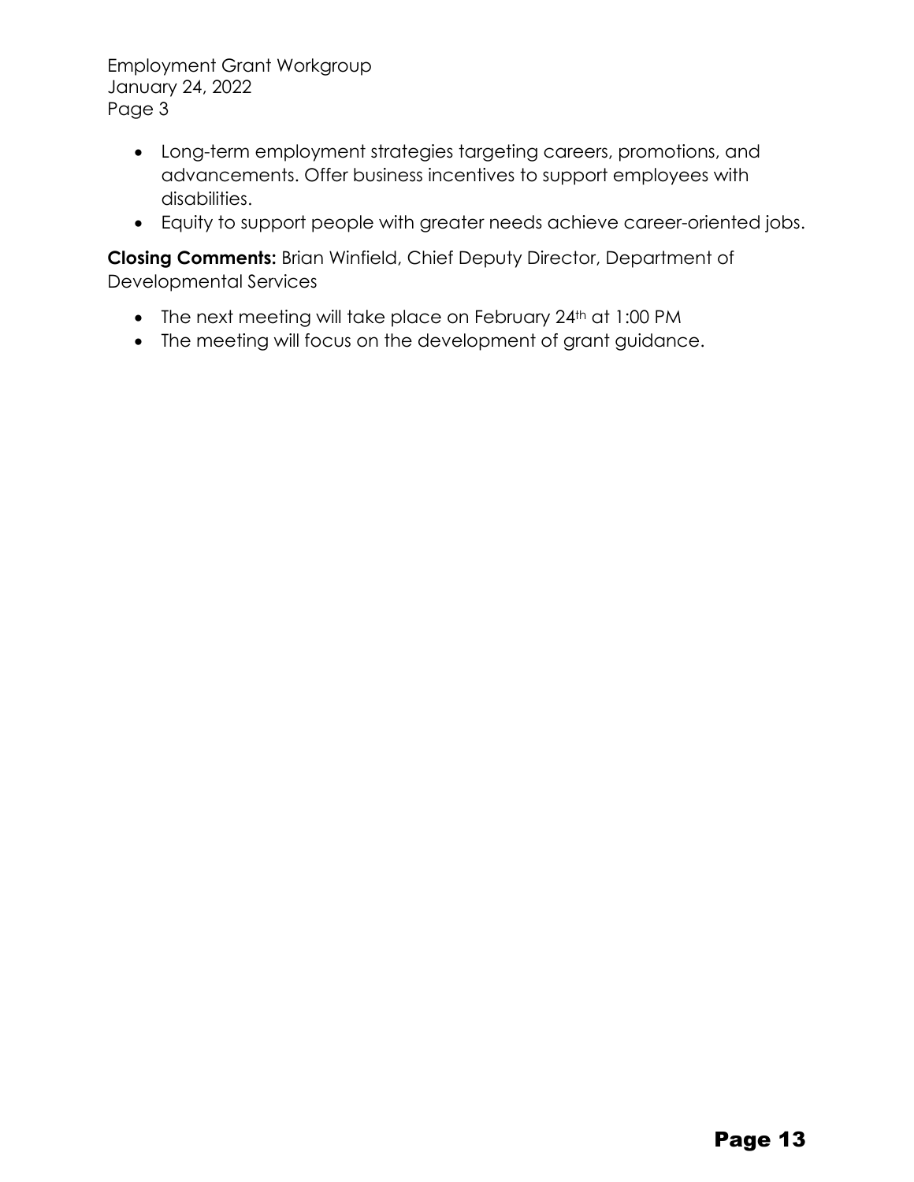- Long-term employment strategies targeting careers, promotions, and advancements. Offer business incentives to support employees with disabilities.
- Equity to support people with greater needs achieve career-oriented jobs.

**Closing Comments:** Brian Winfield, Chief Deputy Director, Department of Developmental Services

- The next meeting will take place on February 24th at 1:00 PM
- The meeting will focus on the development of grant guidance.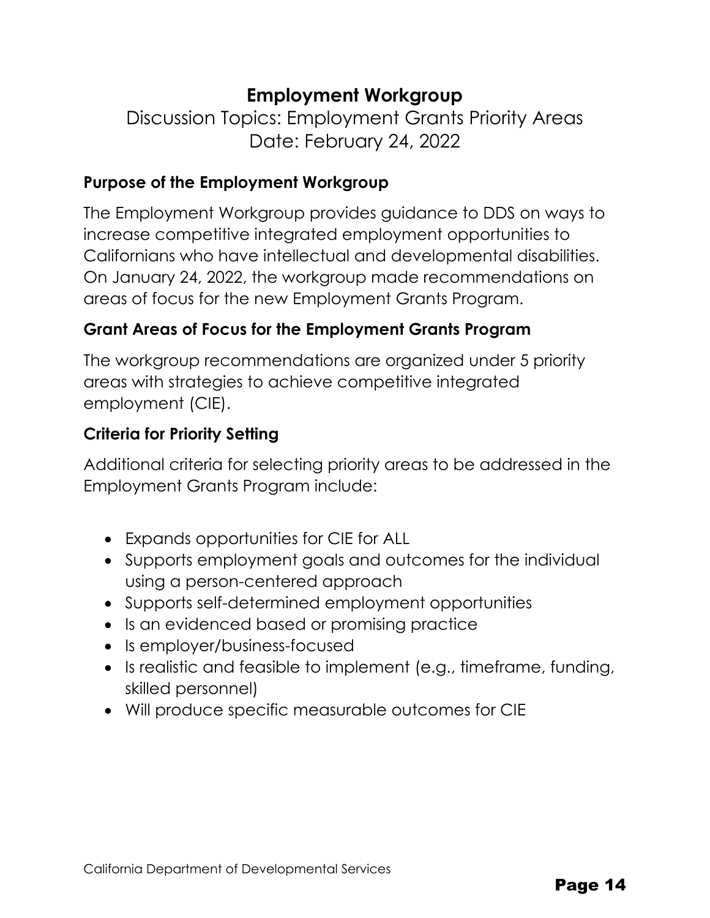# Employment Workgroup

Discussion Topics: Employment Grants Priority Areas
Date: February 24, 2022

### Purpose of the Employment Workgroup

The Employment Workgroup provides guidance to DDS on ways to increase competitive integrated employment opportunities to Californians who have intellectual and developmental disabilities. On January 24, 2022, the workgroup made recommendations on areas of focus for the new Employment Grants Program.

### Grant Areas of Focus for the Employment Grants Program

The workgroup recommendations are organized under 5 priority areas with strategies to achieve competitive integrated employment (CIE).

### Criteria for Priority Setting

Additional criteria for selecting priority areas to be addressed in the Employment Grants Program include:

- Expands opportunities for CIE for ALL
- Supports employment goals and outcomes for the individual using a person-centered approach
- Supports self-determined employment opportunities
- Is an evidenced based or promising practice
- Is employer/business-focused
- Is realistic and feasible to implement (e.g., timeframe, funding, skilled personnel)
- Will produce specific measurable outcomes for CIE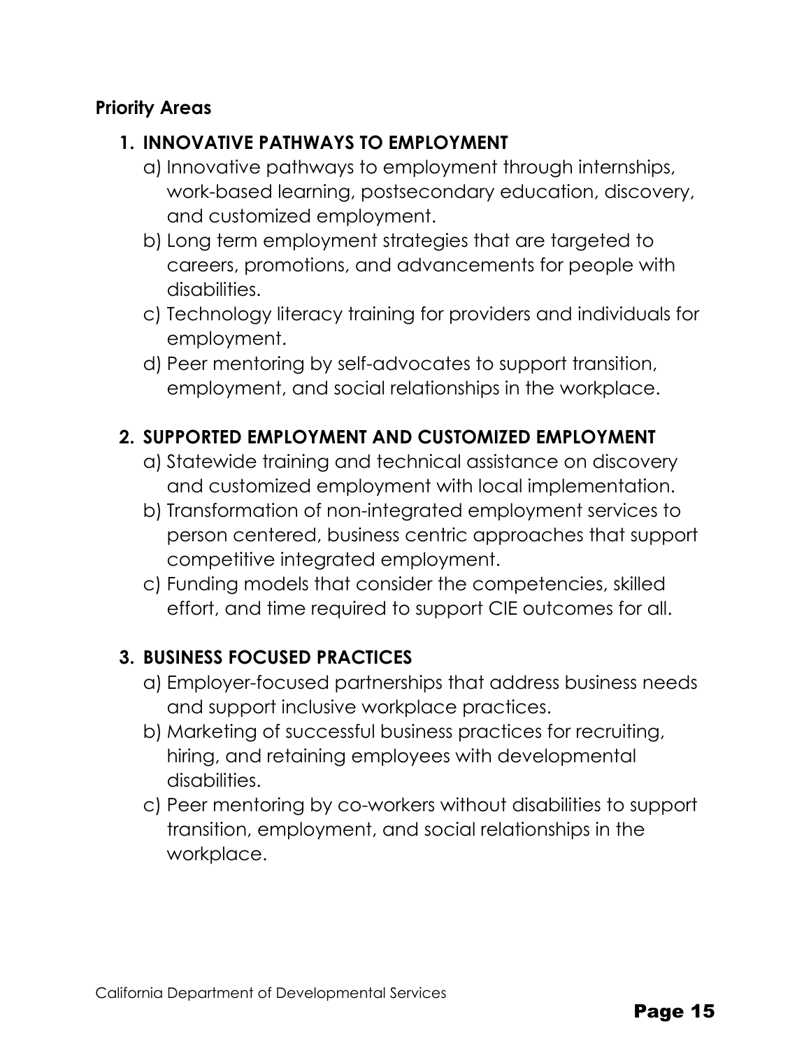**Priority Areas**

1. **INNOVATIVE PATHWAYS TO EMPLOYMENT**
   a) Innovative pathways to employment through internships, work-based learning, postsecondary education, discovery, and customized employment.
   b) Long term employment strategies that are targeted to careers, promotions, and advancements for people with disabilities.
   c) Technology literacy training for providers and individuals for employment.
   d) Peer mentoring by self-advocates to support transition, employment, and social relationships in the workplace.

2. **SUPPORTED EMPLOYMENT AND CUSTOMIZED EMPLOYMENT**
   a) Statewide training and technical assistance on discovery and customized employment with local implementation.
   b) Transformation of non-integrated employment services to person centered, business centric approaches that support competitive integrated employment.
   c) Funding models that consider the competencies, skilled effort, and time required to support CIE outcomes for all.

3. **BUSINESS FOCUSED PRACTICES**
   a) Employer-focused partnerships that address business needs and support inclusive workplace practices.
   b) Marketing of successful business practices for recruiting, hiring, and retaining employees with developmental disabilities.
   c) Peer mentoring by co-workers without disabilities to support transition, employment, and social relationships in the workplace.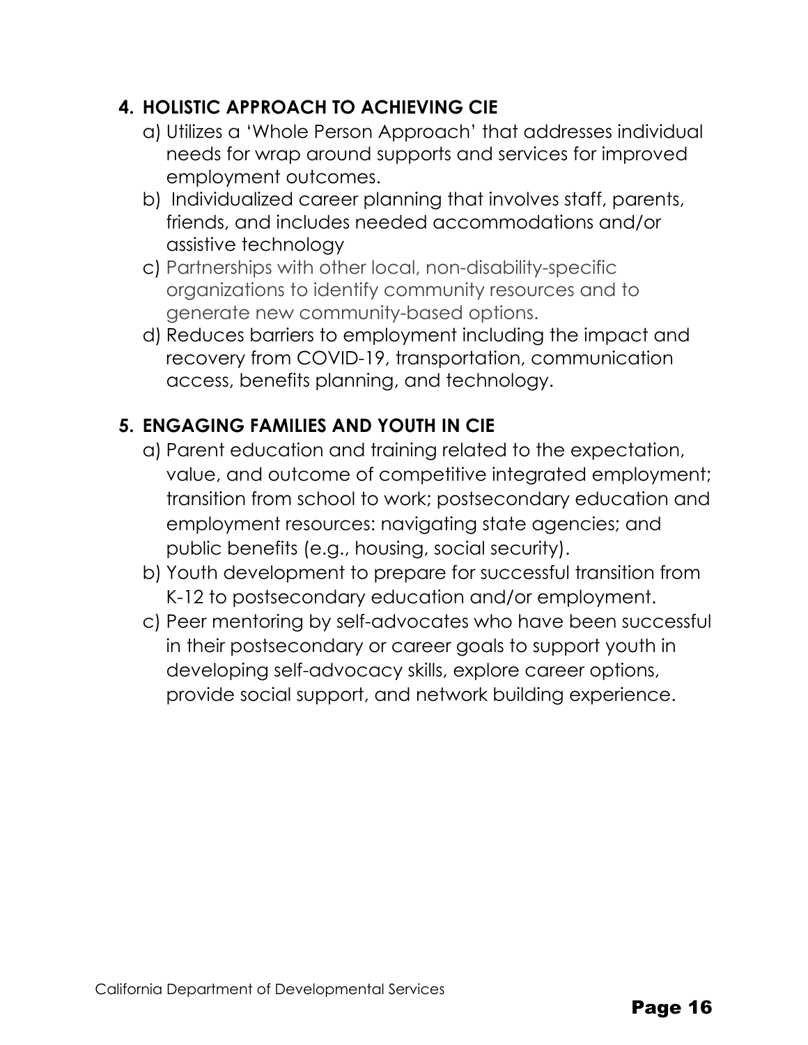4. **HOLISTIC APPROACH TO ACHIEVING CIE**
   a) Utilizes a 'Whole Person Approach' that addresses individual needs for wrap around supports and services for improved employment outcomes.
   b) Individualized career planning that involves staff, parents, friends, and includes needed accommodations and/or assistive technology
   c) Partnerships with other local, non-disability-specific organizations to identify community resources and to generate new community-based options.
   d) Reduces barriers to employment including the impact and recovery from COVID-19, transportation, communication access, benefits planning, and technology.

5. **ENGAGING FAMILIES AND YOUTH IN CIE**
   a) Parent education and training related to the expectation, value, and outcome of competitive integrated employment; transition from school to work; postsecondary education and employment resources: navigating state agencies; and public benefits (e.g., housing, social security).
   b) Youth development to prepare for successful transition from K-12 to postsecondary education and/or employment.
   c) Peer mentoring by self-advocates who have been successful in their postsecondary or career goals to support youth in developing self-advocacy skills, explore career options, provide social support, and network building experience.